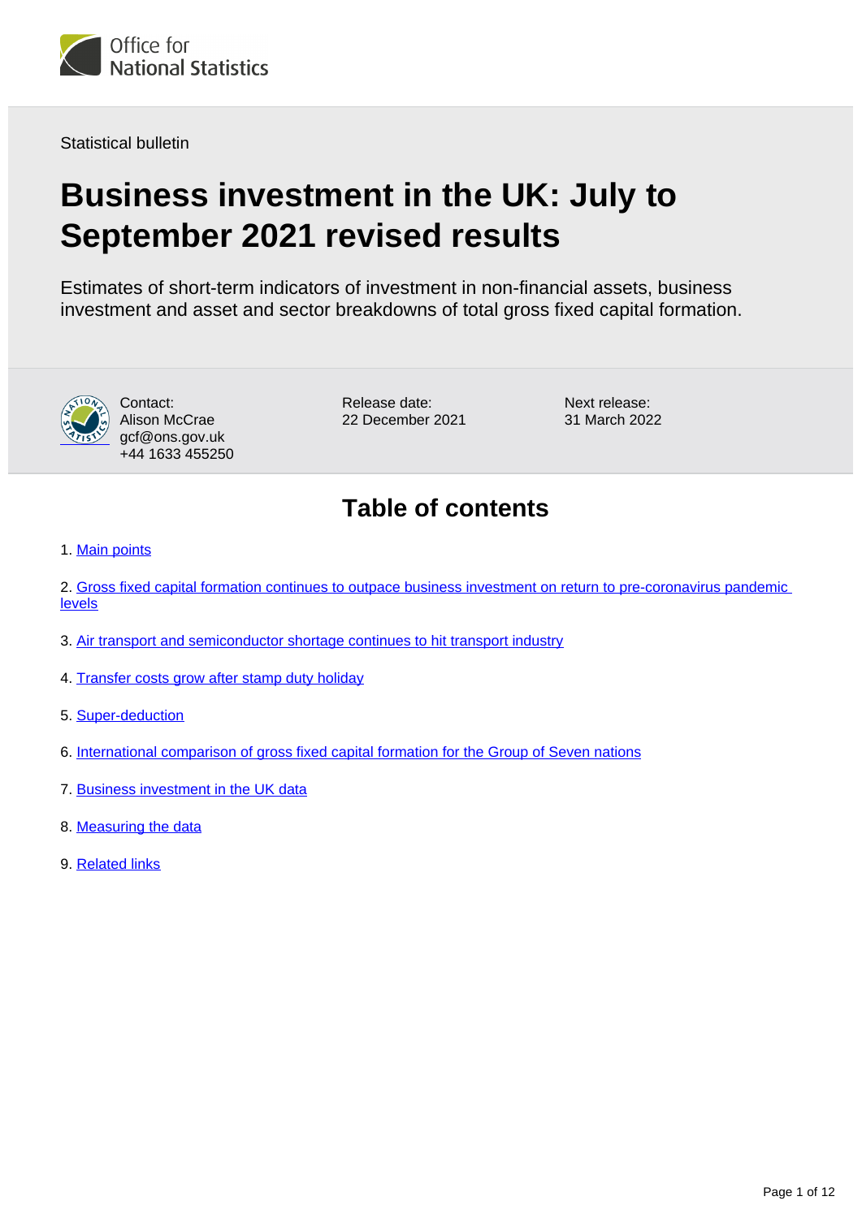Statistical bulletin

# Business investment in the UK: July to September 2021 revised results

Estimates of short-term indicators of investment in non-financial assets, business investment and asset and sector breakdowns of total gross fixed capital formation.

Contact:
Alison McCrae
gcf@ons.gov.uk
+44 1633 455250

Release date:
22 December 2021

Next release:
31 March 2022

## Table of contents

1. Main points
2. Gross fixed capital formation continues to outpace business investment on return to pre-coronavirus pandemic levels
3. Air transport and semiconductor shortage continues to hit transport industry
4. Transfer costs grow after stamp duty holiday
5. Super-deduction
6. International comparison of gross fixed capital formation for the Group of Seven nations
7. Business investment in the UK data
8. Measuring the data
9. Related links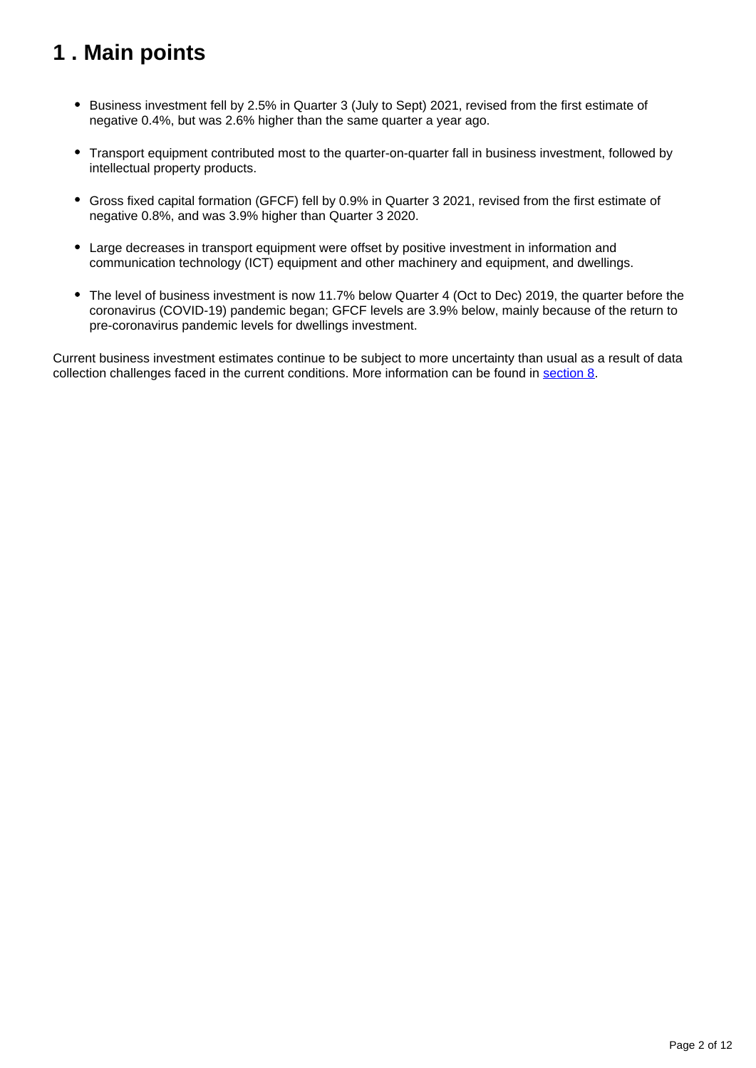## 1 . Main points

- Business investment fell by 2.5% in Quarter 3 (July to Sept) 2021, revised from the first estimate of negative 0.4%, but was 2.6% higher than the same quarter a year ago.
- Transport equipment contributed most to the quarter-on-quarter fall in business investment, followed by intellectual property products.
- Gross fixed capital formation (GFCF) fell by 0.9% in Quarter 3 2021, revised from the first estimate of negative 0.8%, and was 3.9% higher than Quarter 3 2020.
- Large decreases in transport equipment were offset by positive investment in information and communication technology (ICT) equipment and other machinery and equipment, and dwellings.
- The level of business investment is now 11.7% below Quarter 4 (Oct to Dec) 2019, the quarter before the coronavirus (COVID-19) pandemic began; GFCF levels are 3.9% below, mainly because of the return to pre-coronavirus pandemic levels for dwellings investment.

Current business investment estimates continue to be subject to more uncertainty than usual as a result of data collection challenges faced in the current conditions. More information can be found in [section 8](#).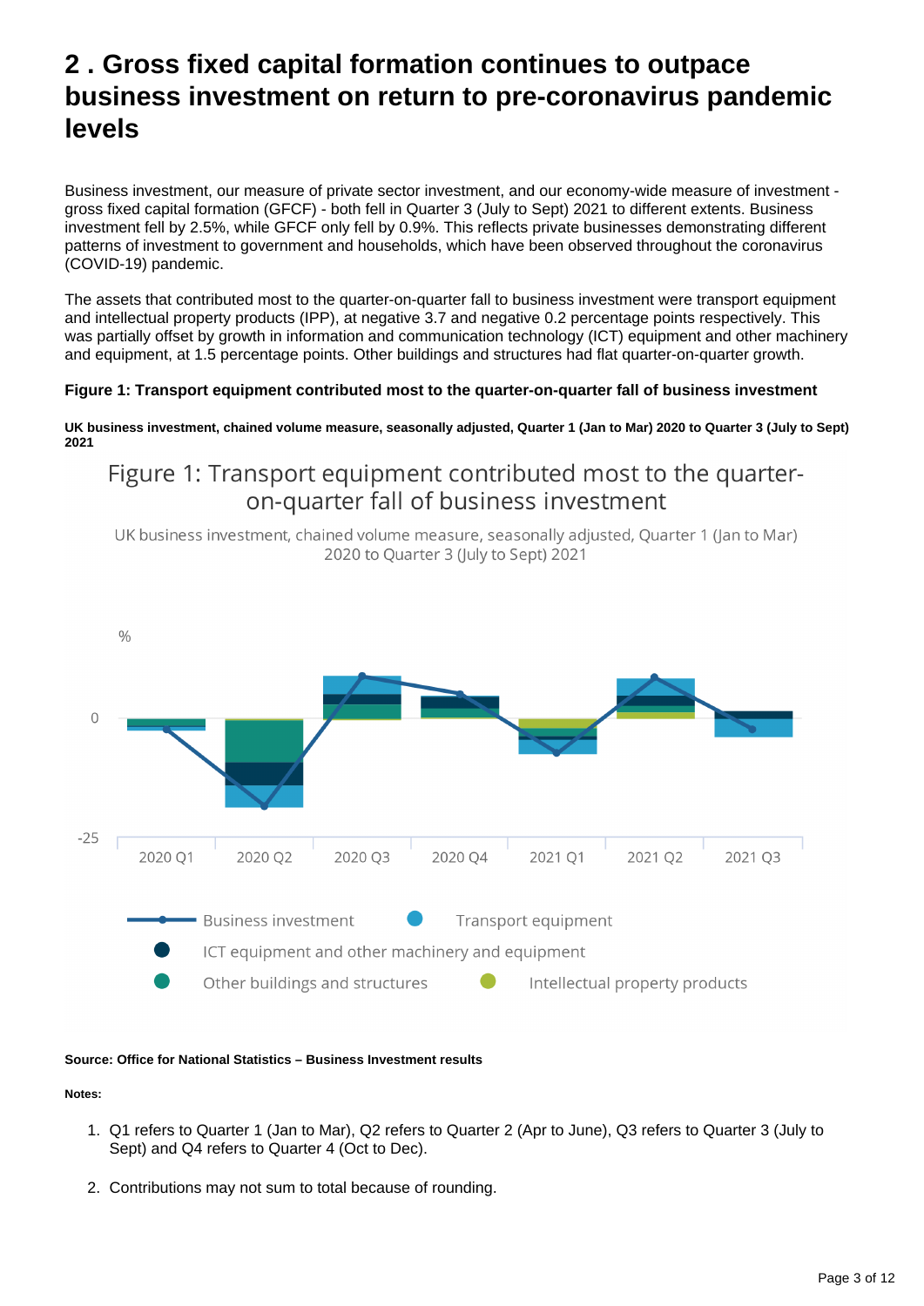## 2 . Gross fixed capital formation continues to outpace business investment on return to pre-coronavirus pandemic levels

Business investment, our measure of private sector investment, and our economy-wide measure of investment - gross fixed capital formation (GFCF) - both fell in Quarter 3 (July to Sept) 2021 to different extents. Business investment fell by 2.5%, while GFCF only fell by 0.9%. This reflects private businesses demonstrating different patterns of investment to government and households, which have been observed throughout the coronavirus (COVID-19) pandemic.

The assets that contributed most to the quarter-on-quarter fall to business investment were transport equipment and intellectual property products (IPP), at negative 3.7 and negative 0.2 percentage points respectively. This was partially offset by growth in information and communication technology (ICT) equipment and other machinery and equipment, at 1.5 percentage points. Other buildings and structures had flat quarter-on-quarter growth.

**Figure 1: Transport equipment contributed most to the quarter-on-quarter fall of business investment**

**UK business investment, chained volume measure, seasonally adjusted, Quarter 1 (Jan to Mar) 2020 to Quarter 3 (July to Sept) 2021**

Figure 1: Transport equipment contributed most to the quarter-on-quarter fall of business investment

UK business investment, chained volume measure, seasonally adjusted, Quarter 1 (Jan to Mar) 2020 to Quarter 3 (July to Sept) 2021

%

0

-25

2020 Q1 2020 Q2 2020 Q3 2020 Q4 2021 Q1 2021 Q2 2021 Q3

Business investment · Transport equipment · ICT equipment and other machinery and equipment · Other buildings and structures · Intellectual property products

**Source: Office for National Statistics – Business Investment results**

**Notes:**

1. Q1 refers to Quarter 1 (Jan to Mar), Q2 refers to Quarter 2 (Apr to June), Q3 refers to Quarter 3 (July to Sept) and Q4 refers to Quarter 4 (Oct to Dec).
2. Contributions may not sum to total because of rounding.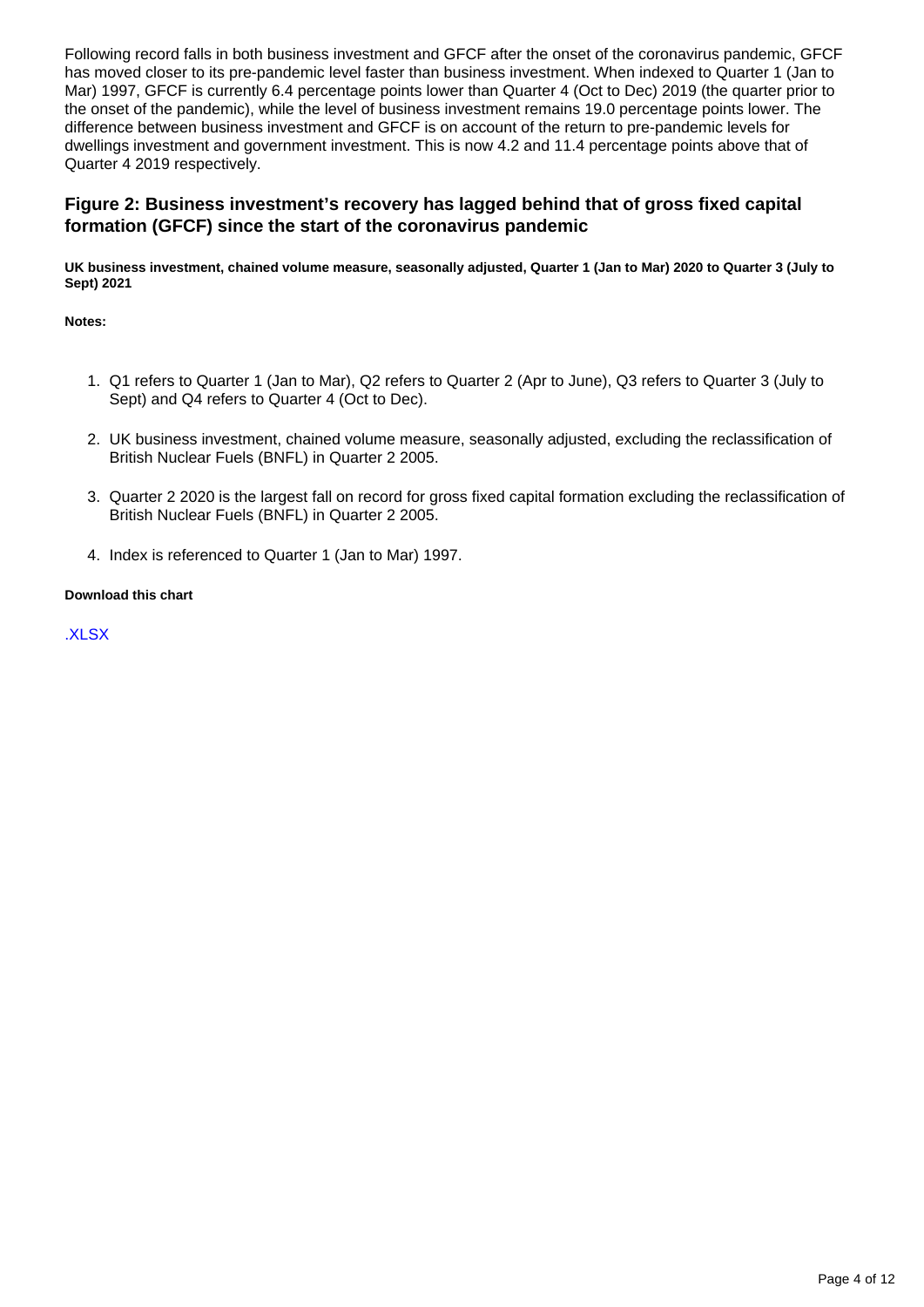Following record falls in both business investment and GFCF after the onset of the coronavirus pandemic, GFCF has moved closer to its pre-pandemic level faster than business investment. When indexed to Quarter 1 (Jan to Mar) 1997, GFCF is currently 6.4 percentage points lower than Quarter 4 (Oct to Dec) 2019 (the quarter prior to the onset of the pandemic), while the level of business investment remains 19.0 percentage points lower. The difference between business investment and GFCF is on account of the return to pre-pandemic levels for dwellings investment and government investment. This is now 4.2 and 11.4 percentage points above that of Quarter 4 2019 respectively.

## Figure 2: Business investment's recovery has lagged behind that of gross fixed capital formation (GFCF) since the start of the coronavirus pandemic

**UK business investment, chained volume measure, seasonally adjusted, Quarter 1 (Jan to Mar) 2020 to Quarter 3 (July to Sept) 2021**

**Notes:**

1. Q1 refers to Quarter 1 (Jan to Mar), Q2 refers to Quarter 2 (Apr to June), Q3 refers to Quarter 3 (July to Sept) and Q4 refers to Quarter 4 (Oct to Dec).
2. UK business investment, chained volume measure, seasonally adjusted, excluding the reclassification of British Nuclear Fuels (BNFL) in Quarter 2 2005.
3. Quarter 2 2020 is the largest fall on record for gross fixed capital formation excluding the reclassification of British Nuclear Fuels (BNFL) in Quarter 2 2005.
4. Index is referenced to Quarter 1 (Jan to Mar) 1997.

**Download this chart**

.XLSX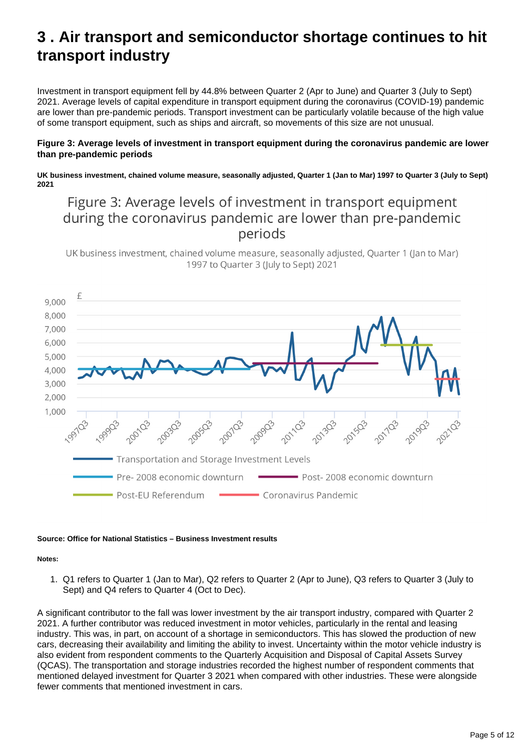# 3 . Air transport and semiconductor shortage continues to hit transport industry

Investment in transport equipment fell by 44.8% between Quarter 2 (Apr to June) and Quarter 3 (July to Sept) 2021. Average levels of capital expenditure in transport equipment during the coronavirus (COVID-19) pandemic are lower than pre-pandemic periods. Transport investment can be particularly volatile because of the high value of some transport equipment, such as ships and aircraft, so movements of this size are not unusual.

**Figure 3: Average levels of investment in transport equipment during the coronavirus pandemic are lower than pre-pandemic periods**

**UK business investment, chained volume measure, seasonally adjusted, Quarter 1 (Jan to Mar) 1997 to Quarter 3 (July to Sept) 2021**

**Source: Office for National Statistics – Business Investment results**

**Notes:**

1. Q1 refers to Quarter 1 (Jan to Mar), Q2 refers to Quarter 2 (Apr to June), Q3 refers to Quarter 3 (July to Sept) and Q4 refers to Quarter 4 (Oct to Dec).

A significant contributor to the fall was lower investment by the air transport industry, compared with Quarter 2 2021. A further contributor was reduced investment in motor vehicles, particularly in the rental and leasing industry. This was, in part, on account of a shortage in semiconductors. This has slowed the production of new cars, decreasing their availability and limiting the ability to invest. Uncertainty within the motor vehicle industry is also evident from respondent comments to the Quarterly Acquisition and Disposal of Capital Assets Survey (QCAS). The transportation and storage industries recorded the highest number of respondent comments that mentioned delayed investment for Quarter 3 2021 when compared with other industries. These were alongside fewer comments that mentioned investment in cars.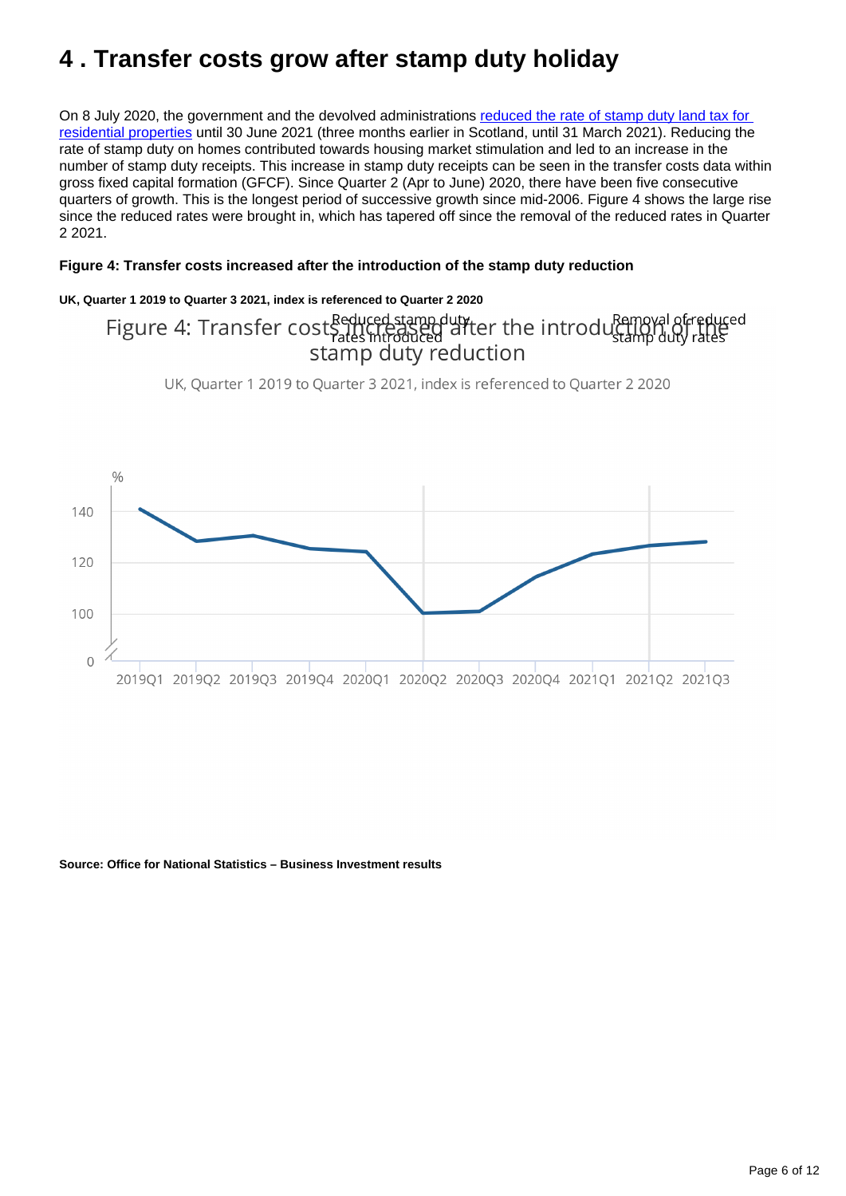# 4 . Transfer costs grow after stamp duty holiday

On 8 July 2020, the government and the devolved administrations [reduced the rate of stamp duty land tax for residential properties] until 30 June 2021 (three months earlier in Scotland, until 31 March 2021). Reducing the rate of stamp duty on homes contributed towards housing market stimulation and led to an increase in the number of stamp duty receipts. This increase in stamp duty receipts can be seen in the transfer costs data within gross fixed capital formation (GFCF). Since Quarter 2 (Apr to June) 2020, there have been five consecutive quarters of growth. This is the longest period of successive growth since mid-2006. Figure 4 shows the large rise since the reduced rates were brought in, which has tapered off since the removal of the reduced rates in Quarter 2 2021.

**Figure 4: Transfer costs increased after the introduction of the stamp duty reduction**

**UK, Quarter 1 2019 to Quarter 3 2021, index is referenced to Quarter 2 2020**

Figure 4: Transfer costs increased after the introduction of the stamp duty reduction

UK, Quarter 1 2019 to Quarter 3 2021, index is referenced to Quarter 2 2020

Reduced stamp duty rates introduced

Removal of reduced stamp duty rates

%

140

120

100

0

2019Q1 2019Q2 2019Q3 2019Q4 2020Q1 2020Q2 2020Q3 2020Q4 2021Q1 2021Q2 2021Q3

**Source: Office for National Statistics – Business Investment results**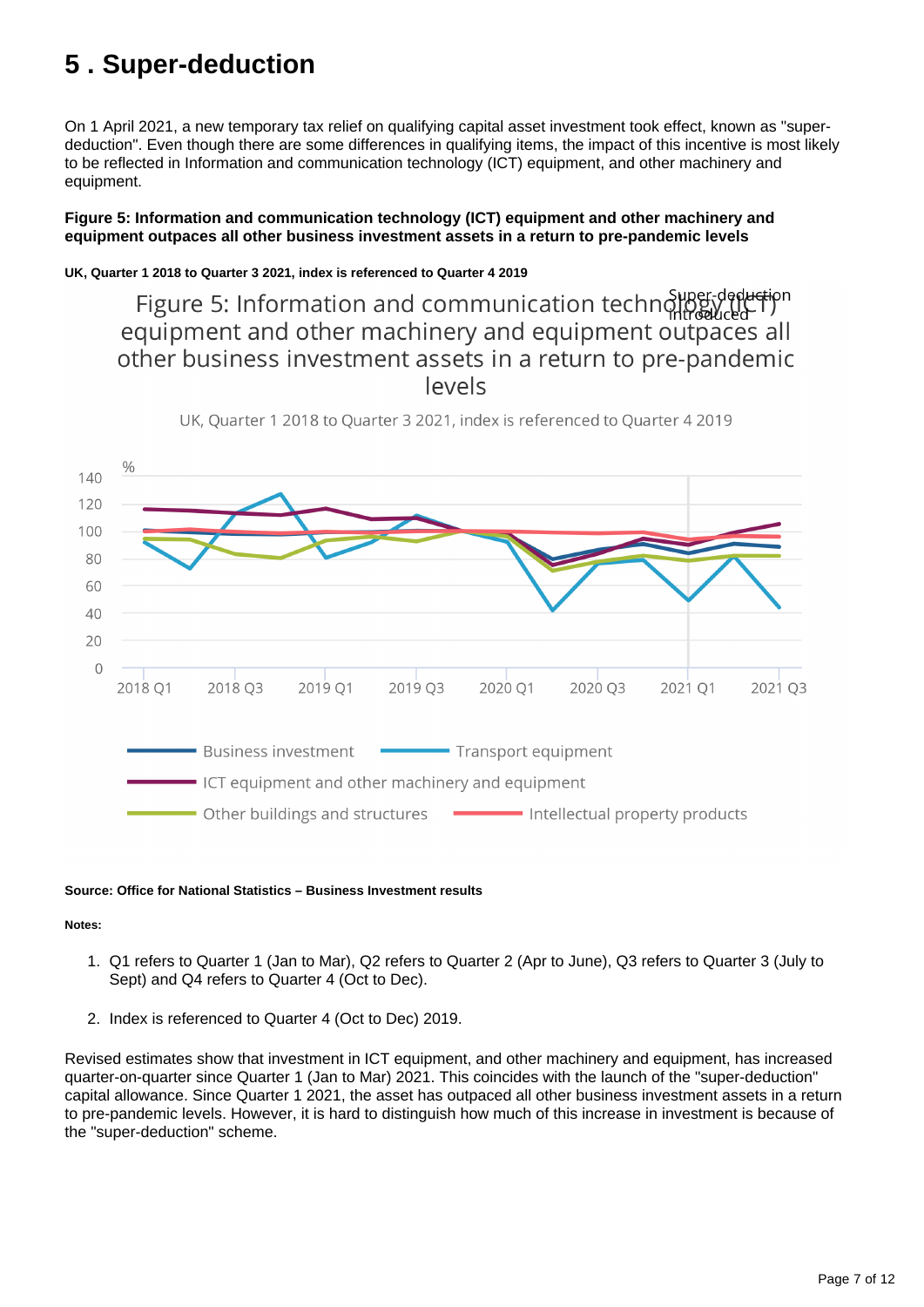# 5 . Super-deduction

On 1 April 2021, a new temporary tax relief on qualifying capital asset investment took effect, known as "super-deduction". Even though there are some differences in qualifying items, the impact of this incentive is most likely to be reflected in Information and communication technology (ICT) equipment, and other machinery and equipment.

**Figure 5: Information and communication technology (ICT) equipment and other machinery and equipment outpaces all other business investment assets in a return to pre-pandemic levels**

**UK, Quarter 1 2018 to Quarter 3 2021, index is referenced to Quarter 4 2019**

**Source: Office for National Statistics – Business Investment results**

**Notes:**

1. Q1 refers to Quarter 1 (Jan to Mar), Q2 refers to Quarter 2 (Apr to June), Q3 refers to Quarter 3 (July to Sept) and Q4 refers to Quarter 4 (Oct to Dec).
2. Index is referenced to Quarter 4 (Oct to Dec) 2019.

Revised estimates show that investment in ICT equipment, and other machinery and equipment, has increased quarter-on-quarter since Quarter 1 (Jan to Mar) 2021. This coincides with the launch of the "super-deduction" capital allowance. Since Quarter 1 2021, the asset has outpaced all other business investment assets in a return to pre-pandemic levels. However, it is hard to distinguish how much of this increase in investment is because of the "super-deduction" scheme.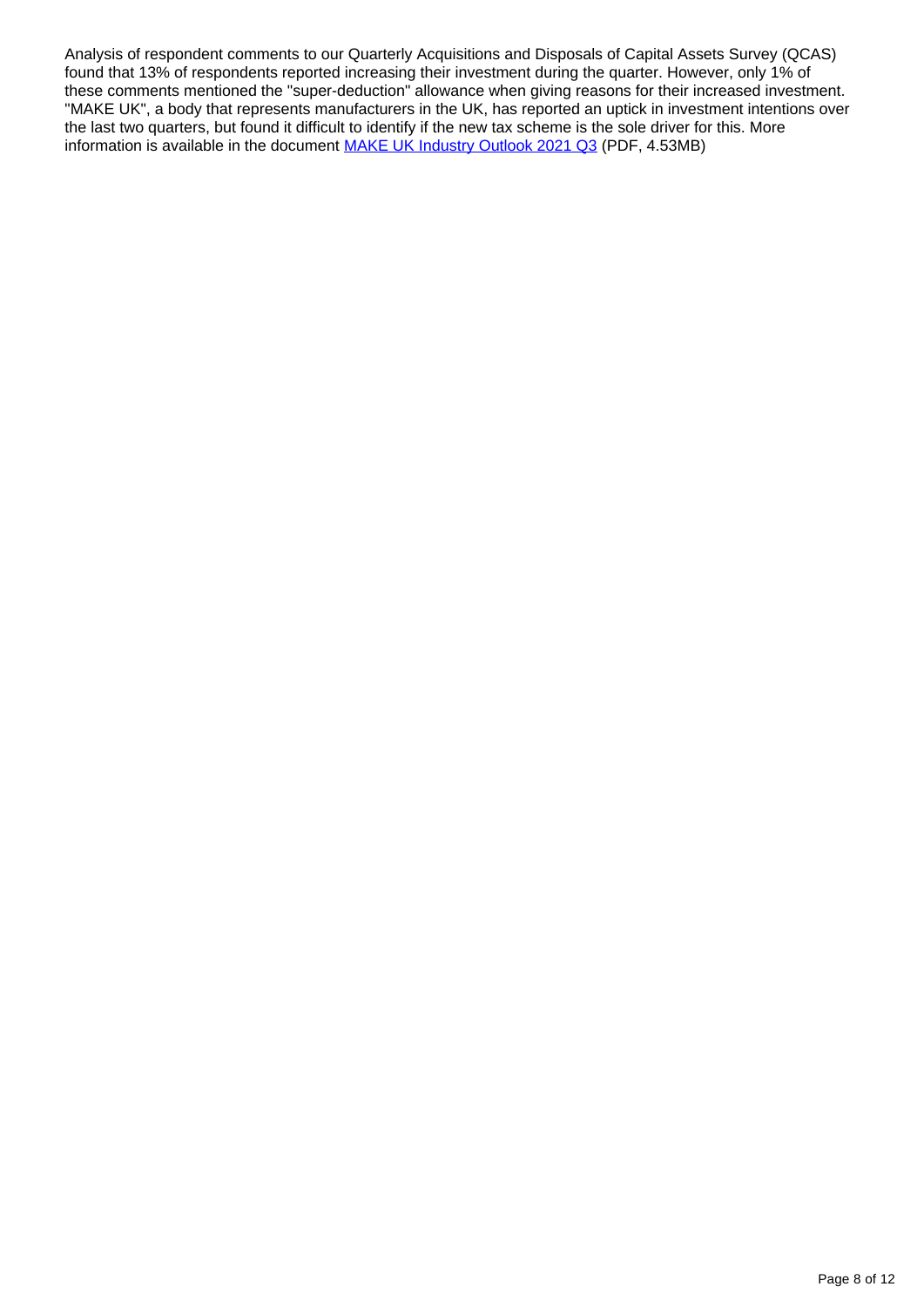Analysis of respondent comments to our Quarterly Acquisitions and Disposals of Capital Assets Survey (QCAS) found that 13% of respondents reported increasing their investment during the quarter. However, only 1% of these comments mentioned the "super-deduction" allowance when giving reasons for their increased investment. "MAKE UK", a body that represents manufacturers in the UK, has reported an uptick in investment intentions over the last two quarters, but found it difficult to identify if the new tax scheme is the sole driver for this. More information is available in the document [MAKE UK Industry Outlook 2021 Q3](MAKE UK Industry Outlook 2021 Q3) (PDF, 4.53MB)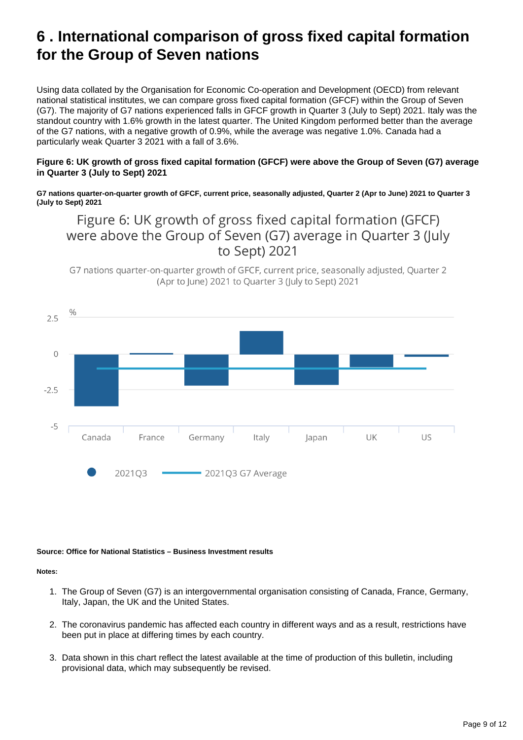# 6 . International comparison of gross fixed capital formation for the Group of Seven nations

Using data collated by the Organisation for Economic Co-operation and Development (OECD) from relevant national statistical institutes, we can compare gross fixed capital formation (GFCF) within the Group of Seven (G7). The majority of G7 nations experienced falls in GFCF growth in Quarter 3 (July to Sept) 2021. Italy was the standout country with 1.6% growth in the latest quarter. The United Kingdom performed better than the average of the G7 nations, with a negative growth of 0.9%, while the average was negative 1.0%. Canada had a particularly weak Quarter 3 2021 with a fall of 3.6%.

**Figure 6: UK growth of gross fixed capital formation (GFCF) were above the Group of Seven (G7) average in Quarter 3 (July to Sept) 2021**

**G7 nations quarter-on-quarter growth of GFCF, current price, seasonally adjusted, Quarter 2 (Apr to June) 2021 to Quarter 3 (July to Sept) 2021**

Figure 6: UK growth of gross fixed capital formation (GFCF) were above the Group of Seven (G7) average in Quarter 3 (July to Sept) 2021

G7 nations quarter-on-quarter growth of GFCF, current price, seasonally adjusted, Quarter 2 (Apr to June) 2021 to Quarter 3 (July to Sept) 2021

%

2.5

0

-2.5

-5

Canada France Germany Italy Japan UK US

2021Q3 — 2021Q3 G7 Average

**Source: Office for National Statistics – Business Investment results**

**Notes:**

1. The Group of Seven (G7) is an intergovernmental organisation consisting of Canada, France, Germany, Italy, Japan, the UK and the United States.

2. The coronavirus pandemic has affected each country in different ways and as a result, restrictions have been put in place at differing times by each country.

3. Data shown in this chart reflect the latest available at the time of production of this bulletin, including provisional data, which may subsequently be revised.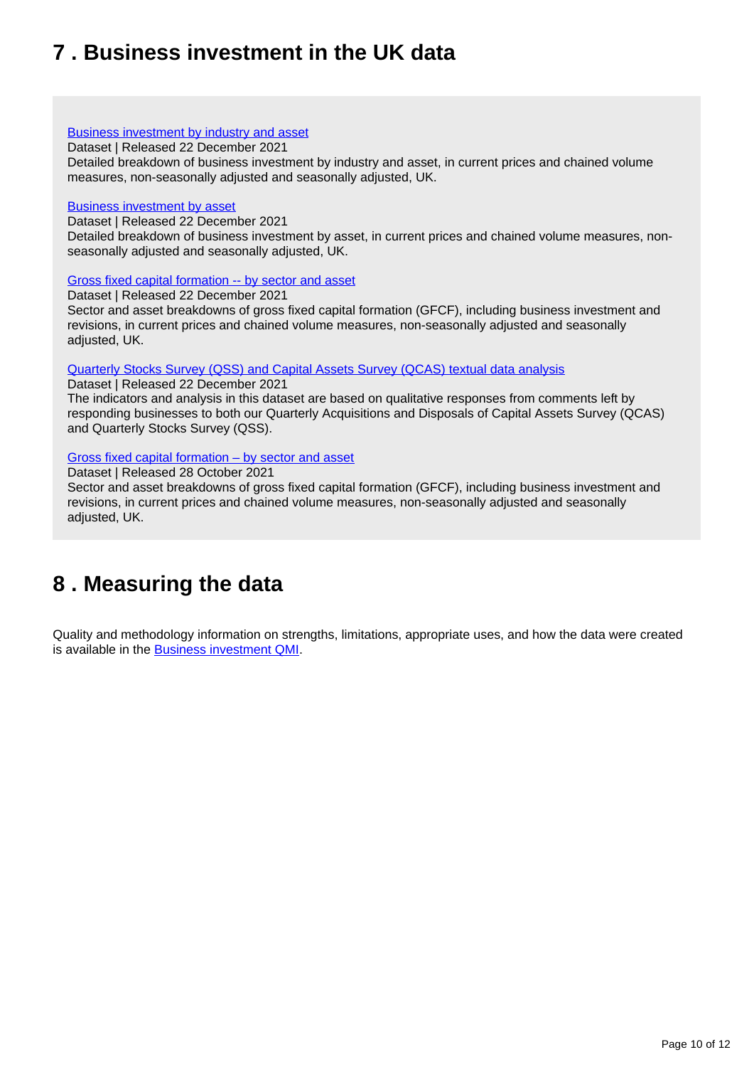## 7 . Business investment in the UK data

[Business investment by industry and asset](#)
Dataset | Released 22 December 2021
Detailed breakdown of business investment by industry and asset, in current prices and chained volume measures, non-seasonally adjusted and seasonally adjusted, UK.

[Business investment by asset](#)
Dataset | Released 22 December 2021
Detailed breakdown of business investment by asset, in current prices and chained volume measures, non-seasonally adjusted and seasonally adjusted, UK.

[Gross fixed capital formation -- by sector and asset](#)
Dataset | Released 22 December 2021
Sector and asset breakdowns of gross fixed capital formation (GFCF), including business investment and revisions, in current prices and chained volume measures, non-seasonally adjusted and seasonally adjusted, UK.

[Quarterly Stocks Survey (QSS) and Capital Assets Survey (QCAS) textual data analysis](#)
Dataset | Released 22 December 2021
The indicators and analysis in this dataset are based on qualitative responses from comments left by responding businesses to both our Quarterly Acquisitions and Disposals of Capital Assets Survey (QCAS) and Quarterly Stocks Survey (QSS).

[Gross fixed capital formation – by sector and asset](#)
Dataset | Released 28 October 2021
Sector and asset breakdowns of gross fixed capital formation (GFCF), including business investment and revisions, in current prices and chained volume measures, non-seasonally adjusted and seasonally adjusted, UK.

## 8 . Measuring the data

Quality and methodology information on strengths, limitations, appropriate uses, and how the data were created is available in the [Business investment QMI](#).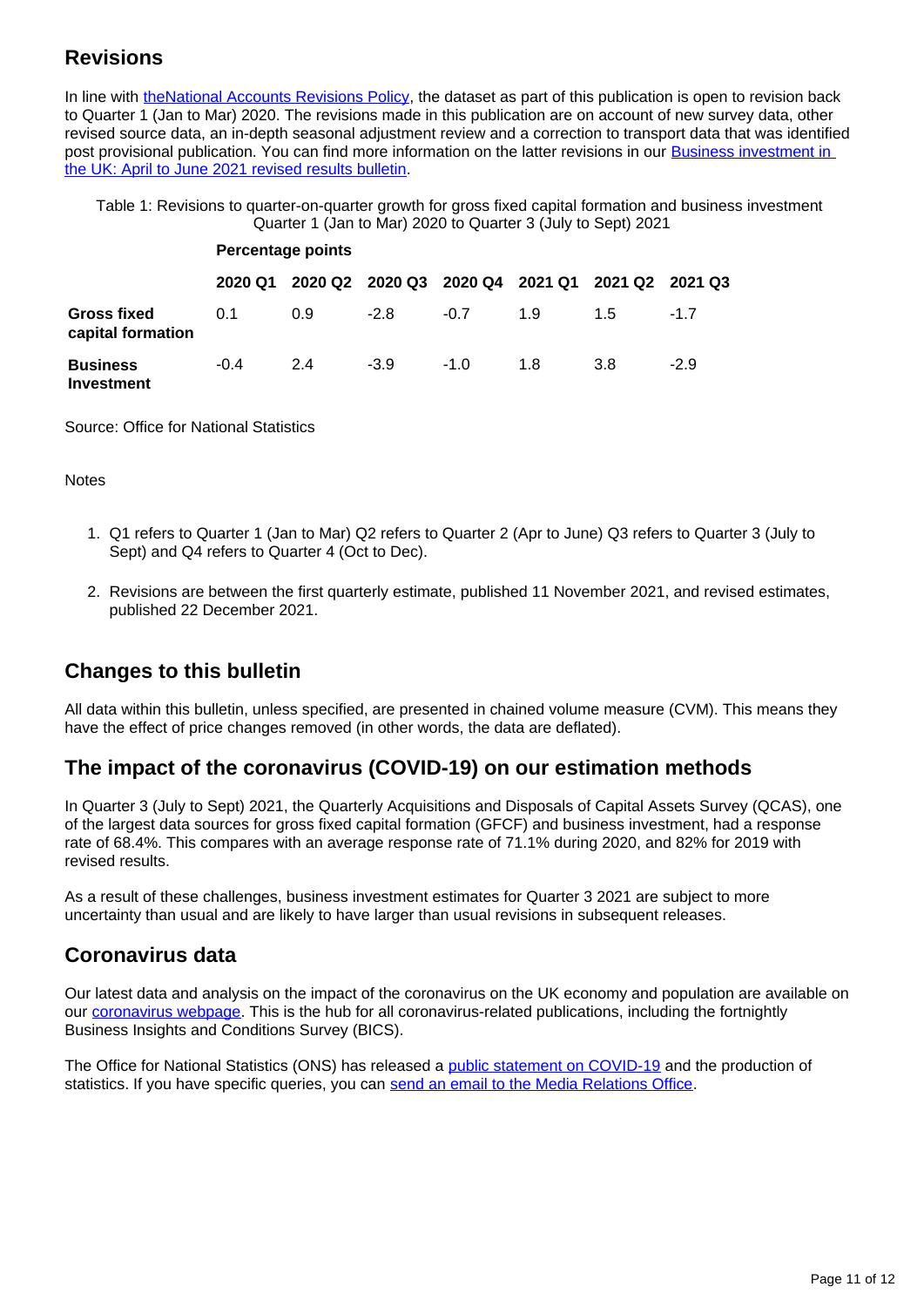## Revisions

In line with theNational Accounts Revisions Policy, the dataset as part of this publication is open to revision back to Quarter 1 (Jan to Mar) 2020. The revisions made in this publication are on account of new survey data, other revised source data, an in-depth seasonal adjustment review and a correction to transport data that was identified post provisional publication. You can find more information on the latter revisions in our Business investment in the UK: April to June 2021 revised results bulletin.

Table 1: Revisions to quarter-on-quarter growth for gross fixed capital formation and business investment Quarter 1 (Jan to Mar) 2020 to Quarter 3 (July to Sept) 2021

| | Percentage points | | | | | | |
|---|---|---|---|---|---|---|---|
| | **2020 Q1** | **2020 Q2** | **2020 Q3** | **2020 Q4** | **2021 Q1** | **2021 Q2** | **2021 Q3** |
| **Gross fixed capital formation** | 0.1 | 0.9 | -2.8 | -0.7 | 1.9 | 1.5 | -1.7 |
| **Business Investment** | -0.4 | 2.4 | -3.9 | -1.0 | 1.8 | 3.8 | -2.9 |

Source: Office for National Statistics

Notes

1. Q1 refers to Quarter 1 (Jan to Mar) Q2 refers to Quarter 2 (Apr to June) Q3 refers to Quarter 3 (July to Sept) and Q4 refers to Quarter 4 (Oct to Dec).
2. Revisions are between the first quarterly estimate, published 11 November 2021, and revised estimates, published 22 December 2021.

## Changes to this bulletin

All data within this bulletin, unless specified, are presented in chained volume measure (CVM). This means they have the effect of price changes removed (in other words, the data are deflated).

## The impact of the coronavirus (COVID-19) on our estimation methods

In Quarter 3 (July to Sept) 2021, the Quarterly Acquisitions and Disposals of Capital Assets Survey (QCAS), one of the largest data sources for gross fixed capital formation (GFCF) and business investment, had a response rate of 68.4%. This compares with an average response rate of 71.1% during 2020, and 82% for 2019 with revised results.

As a result of these challenges, business investment estimates for Quarter 3 2021 are subject to more uncertainty than usual and are likely to have larger than usual revisions in subsequent releases.

## Coronavirus data

Our latest data and analysis on the impact of the coronavirus on the UK economy and population are available on our coronavirus webpage. This is the hub for all coronavirus-related publications, including the fortnightly Business Insights and Conditions Survey (BICS).

The Office for National Statistics (ONS) has released a public statement on COVID-19 and the production of statistics. If you have specific queries, you can send an email to the Media Relations Office.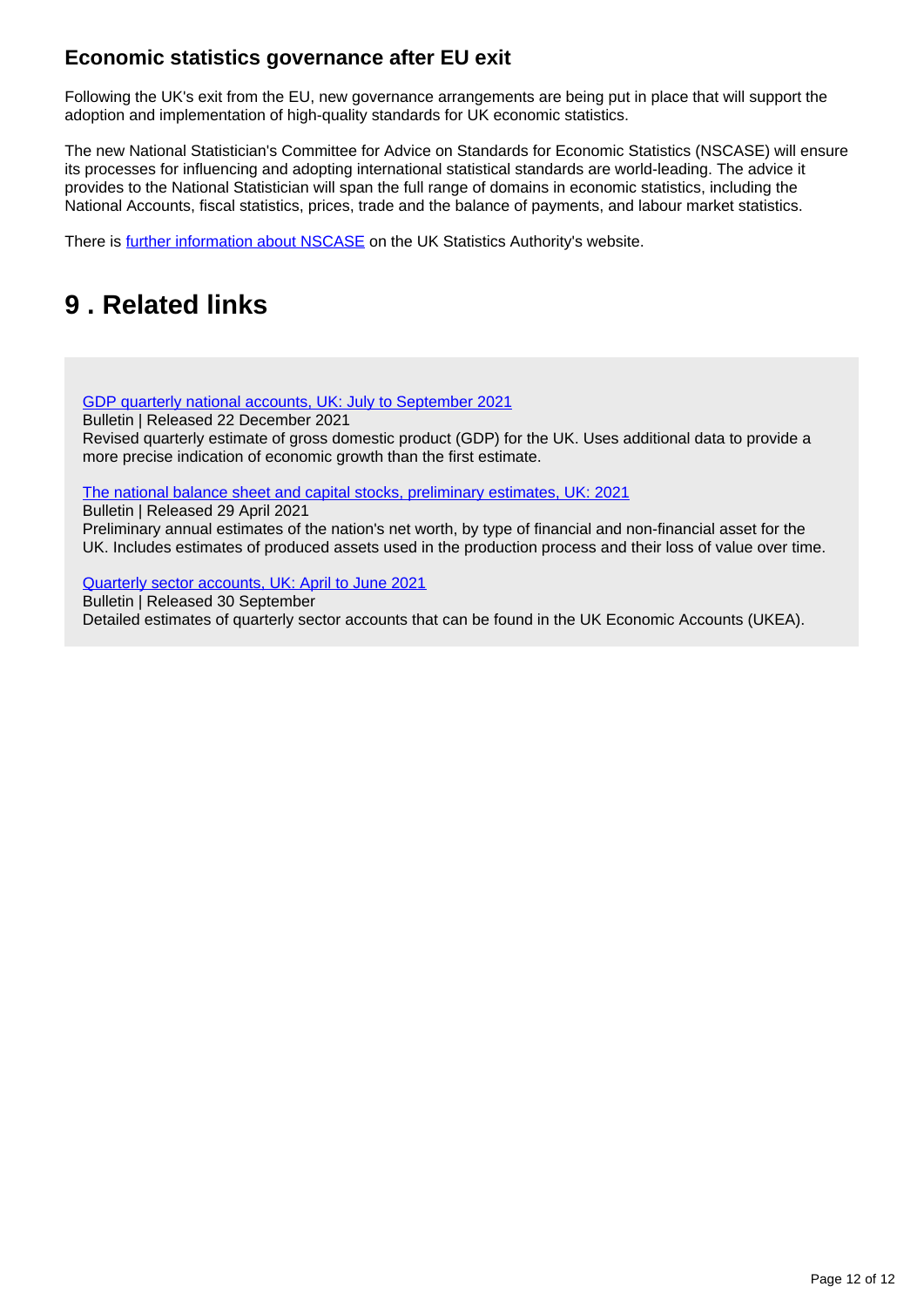### Economic statistics governance after EU exit

Following the UK's exit from the EU, new governance arrangements are being put in place that will support the adoption and implementation of high-quality standards for UK economic statistics.

The new National Statistician's Committee for Advice on Standards for Economic Statistics (NSCASE) will ensure its processes for influencing and adopting international statistical standards are world-leading. The advice it provides to the National Statistician will span the full range of domains in economic statistics, including the National Accounts, fiscal statistics, prices, trade and the balance of payments, and labour market statistics.

There is [further information about NSCASE](#) on the UK Statistics Authority's website.

## 9 . Related links

[GDP quarterly national accounts, UK: July to September 2021](#)
Bulletin | Released 22 December 2021
Revised quarterly estimate of gross domestic product (GDP) for the UK. Uses additional data to provide a more precise indication of economic growth than the first estimate.

[The national balance sheet and capital stocks, preliminary estimates, UK: 2021](#)
Bulletin | Released 29 April 2021
Preliminary annual estimates of the nation's net worth, by type of financial and non-financial asset for the UK. Includes estimates of produced assets used in the production process and their loss of value over time.

[Quarterly sector accounts, UK: April to June 2021](#)
Bulletin | Released 30 September
Detailed estimates of quarterly sector accounts that can be found in the UK Economic Accounts (UKEA).